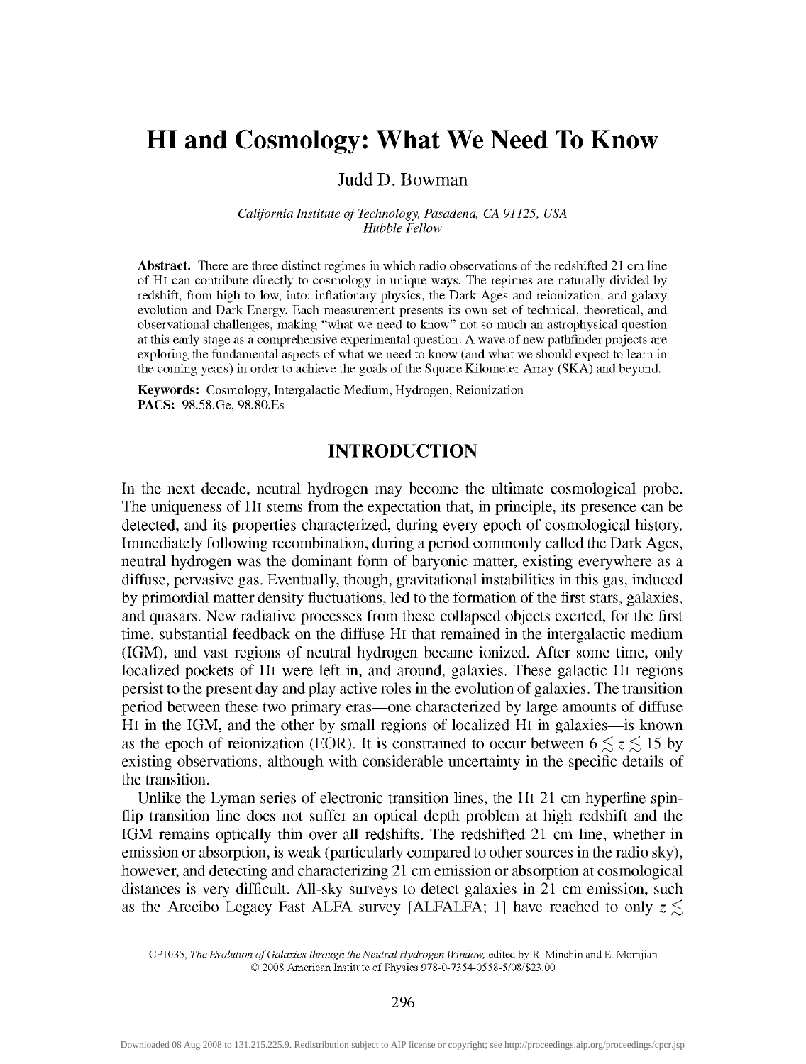# HI and Cosmology: What We Need To Know

Judd D. Bowman

*California Institute of Technology, Pasadena, CA 91125, USA*
*Hubble Fellow*

**Abstract.** There are three distinct regimes in which radio observations of the redshifted 21 cm line of HI can contribute directly to cosmology in unique ways. The regimes are naturally divided by redshift, from high to low, into: inflationary physics, the Dark Ages and reionization, and galaxy evolution and Dark Energy. Each measurement presents its own set of technical, theoretical, and observational challenges, making "what we need to know" not so much an astrophysical question at this early stage as a comprehensive experimental question. A wave of new pathfinder projects are exploring the fundamental aspects of what we need to know (and what we should expect to learn in the coming years) in order to achieve the goals of the Square Kilometer Array (SKA) and beyond.

**Keywords:** Cosmology, Intergalactic Medium, Hydrogen, Reionization
**PACS:** 98.58.Ge, 98.80.Es

## INTRODUCTION

In the next decade, neutral hydrogen may become the ultimate cosmological probe. The uniqueness of HI stems from the expectation that, in principle, its presence can be detected, and its properties characterized, during every epoch of cosmological history. Immediately following recombination, during a period commonly called the Dark Ages, neutral hydrogen was the dominant form of baryonic matter, existing everywhere as a diffuse, pervasive gas. Eventually, though, gravitational instabilities in this gas, induced by primordial matter density fluctuations, led to the formation of the first stars, galaxies, and quasars. New radiative processes from these collapsed objects exerted, for the first time, substantial feedback on the diffuse HI that remained in the intergalactic medium (IGM), and vast regions of neutral hydrogen became ionized. After some time, only localized pockets of HI were left in, and around, galaxies. These galactic HI regions persist to the present day and play active roles in the evolution of galaxies. The transition period between these two primary eras—one characterized by large amounts of diffuse HI in the IGM, and the other by small regions of localized HI in galaxies—is known as the epoch of reionization (EOR). It is constrained to occur between $6 \lesssim z \lesssim 15$ by existing observations, although with considerable uncertainty in the specific details of the transition.

Unlike the Lyman series of electronic transition lines, the HI 21 cm hyperfine spin-flip transition line does not suffer an optical depth problem at high redshift and the IGM remains optically thin over all redshifts. The redshifted 21 cm line, whether in emission or absorption, is weak (particularly compared to other sources in the radio sky), however, and detecting and characterizing 21 cm emission or absorption at cosmological distances is very difficult. All-sky surveys to detect galaxies in 21 cm emission, such as the Arecibo Legacy Fast ALFA survey [ALFALFA; 1] have reached to only $z \lesssim$

CP1035, *The Evolution of Galaxies through the Neutral Hydrogen Window,* edited by R. Minchin and E. Momjian
© 2008 American Institute of Physics 978-0-7354-0558-5/08/$23.00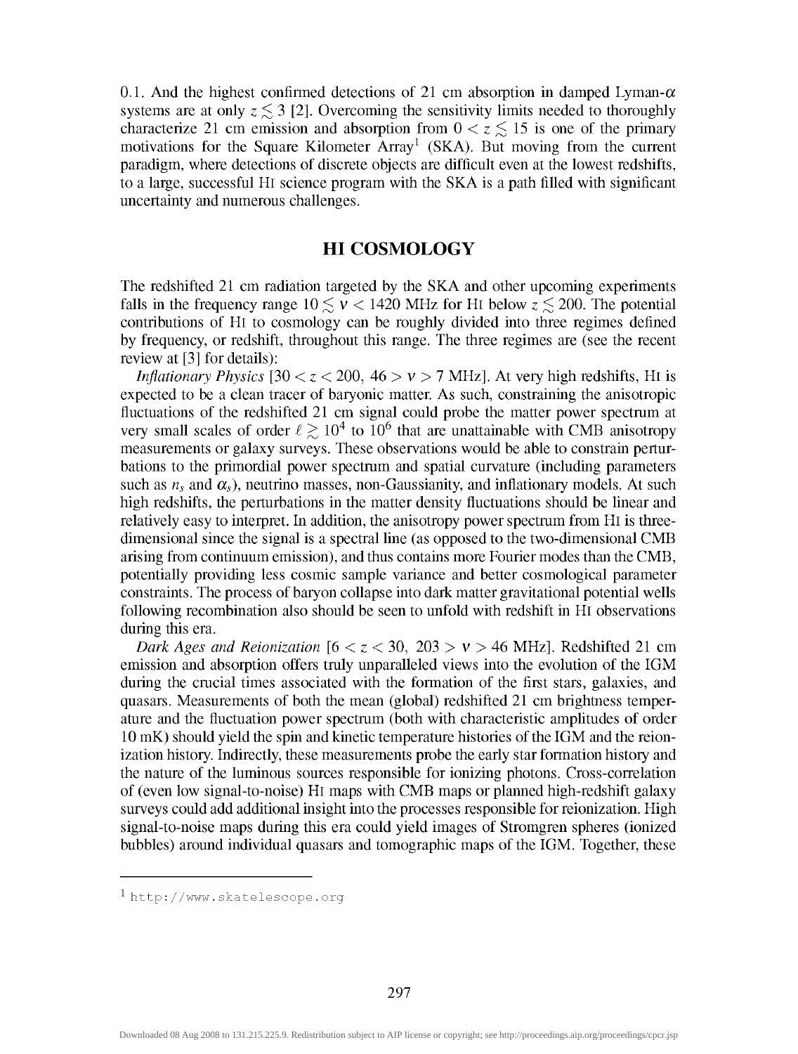0.1. And the highest confirmed detections of 21 cm absorption in damped Lyman-$\alpha$ systems are at only $z \lesssim 3$ [2]. Overcoming the sensitivity limits needed to thoroughly characterize 21 cm emission and absorption from $0 < z \lesssim 15$ is one of the primary motivations for the Square Kilometer Array[1] (SKA). But moving from the current paradigm, where detections of discrete objects are difficult even at the lowest redshifts, to a large, successful HI science program with the SKA is a path filled with significant uncertainty and numerous challenges.

## HI COSMOLOGY

The redshifted 21 cm radiation targeted by the SKA and other upcoming experiments falls in the frequency range $10 \lesssim \nu < 1420$ MHz for HI below $z \lesssim 200$. The potential contributions of HI to cosmology can be roughly divided into three regimes defined by frequency, or redshift, throughout this range. The three regimes are (see the recent review at [3] for details):

*Inflationary Physics* [$30 < z < 200$, $46 > \nu > 7$ MHz]. At very high redshifts, HI is expected to be a clean tracer of baryonic matter. As such, constraining the anisotropic fluctuations of the redshifted 21 cm signal could probe the matter power spectrum at very small scales of order $\ell \gtrsim 10^4$ to $10^6$ that are unattainable with CMB anisotropy measurements or galaxy surveys. These observations would be able to constrain perturbations to the primordial power spectrum and spatial curvature (including parameters such as $n_s$ and $\alpha_s$), neutrino masses, non-Gaussianity, and inflationary models. At such high redshifts, the perturbations in the matter density fluctuations should be linear and relatively easy to interpret. In addition, the anisotropy power spectrum from HI is three-dimensional since the signal is a spectral line (as opposed to the two-dimensional CMB arising from continuum emission), and thus contains more Fourier modes than the CMB, potentially providing less cosmic sample variance and better cosmological parameter constraints. The process of baryon collapse into dark matter gravitational potential wells following recombination also should be seen to unfold with redshift in HI observations during this era.

*Dark Ages and Reionization* [$6 < z < 30$, $203 > \nu > 46$ MHz]. Redshifted 21 cm emission and absorption offers truly unparalleled views into the evolution of the IGM during the crucial times associated with the formation of the first stars, galaxies, and quasars. Measurements of both the mean (global) redshifted 21 cm brightness temperature and the fluctuation power spectrum (both with characteristic amplitudes of order 10 mK) should yield the spin and kinetic temperature histories of the IGM and the reionization history. Indirectly, these measurements probe the early star formation history and the nature of the luminous sources responsible for ionizing photons. Cross-correlation of (even low signal-to-noise) HI maps with CMB maps or planned high-redshift galaxy surveys could add additional insight into the processes responsible for reionization. High signal-to-noise maps during this era could yield images of Stromgren spheres (ionized bubbles) around individual quasars and tomographic maps of the IGM. Together, these

---

[1] http://www.skatelescope.org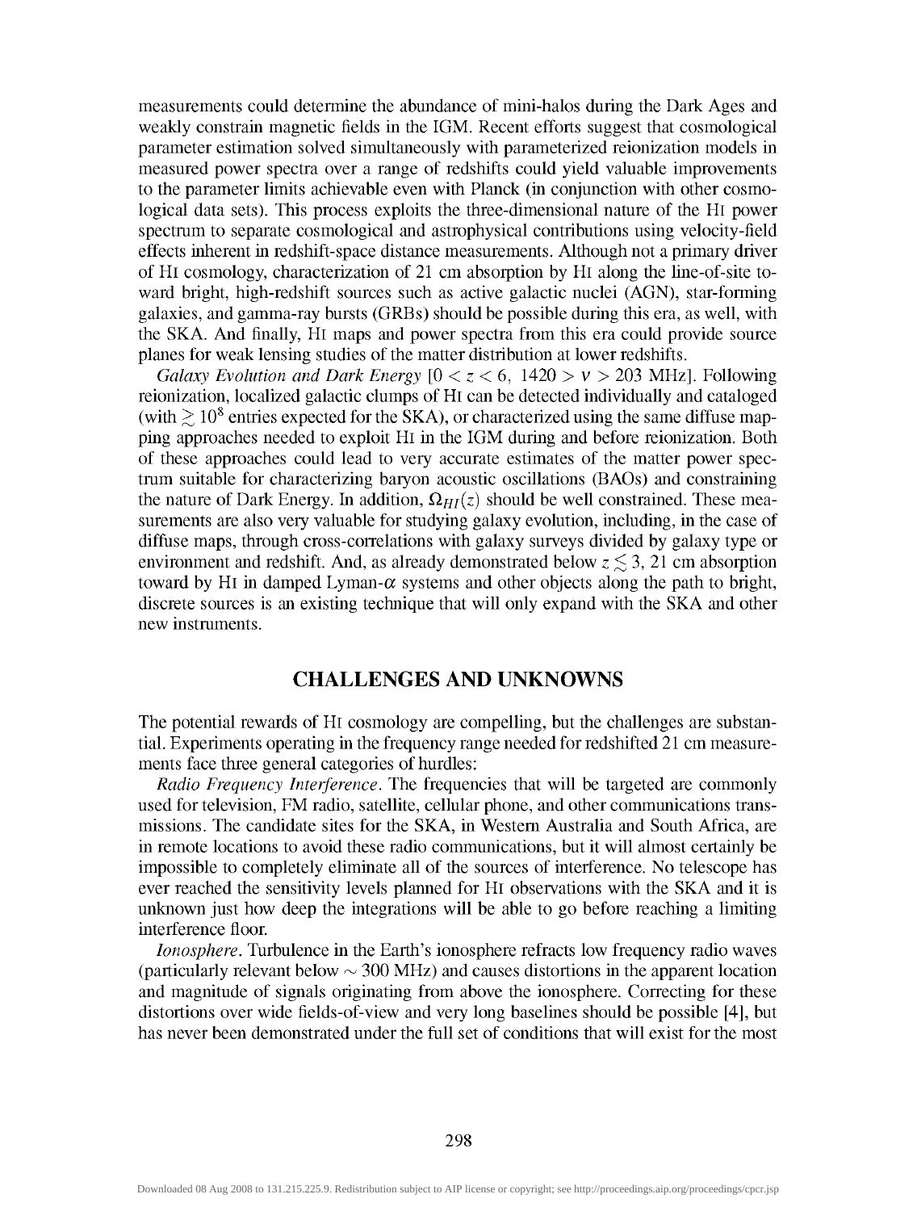measurements could determine the abundance of mini-halos during the Dark Ages and weakly constrain magnetic fields in the IGM. Recent efforts suggest that cosmological parameter estimation solved simultaneously with parameterized reionization models in measured power spectra over a range of redshifts could yield valuable improvements to the parameter limits achievable even with Planck (in conjunction with other cosmological data sets). This process exploits the three-dimensional nature of the HI power spectrum to separate cosmological and astrophysical contributions using velocity-field effects inherent in redshift-space distance measurements. Although not a primary driver of HI cosmology, characterization of 21 cm absorption by HI along the line-of-site toward bright, high-redshift sources such as active galactic nuclei (AGN), star-forming galaxies, and gamma-ray bursts (GRBs) should be possible during this era, as well, with the SKA. And finally, HI maps and power spectra from this era could provide source planes for weak lensing studies of the matter distribution at lower redshifts.

*Galaxy Evolution and Dark Energy* [$0 < z < 6,\ 1420 > \nu > 203$ MHz]. Following reionization, localized galactic clumps of HI can be detected individually and cataloged (with $\gtrsim 10^8$ entries expected for the SKA), or characterized using the same diffuse mapping approaches needed to exploit HI in the IGM during and before reionization. Both of these approaches could lead to very accurate estimates of the matter power spectrum suitable for characterizing baryon acoustic oscillations (BAOs) and constraining the nature of Dark Energy. In addition, $\Omega_{HI}(z)$ should be well constrained. These measurements are also very valuable for studying galaxy evolution, including, in the case of diffuse maps, through cross-correlations with galaxy surveys divided by galaxy type or environment and redshift. And, as already demonstrated below $z \lesssim 3$, 21 cm absorption toward by HI in damped Lyman-$\alpha$ systems and other objects along the path to bright, discrete sources is an existing technique that will only expand with the SKA and other new instruments.

## CHALLENGES AND UNKNOWNS

The potential rewards of HI cosmology are compelling, but the challenges are substantial. Experiments operating in the frequency range needed for redshifted 21 cm measurements face three general categories of hurdles:

*Radio Frequency Interference*. The frequencies that will be targeted are commonly used for television, FM radio, satellite, cellular phone, and other communications transmissions. The candidate sites for the SKA, in Western Australia and South Africa, are in remote locations to avoid these radio communications, but it will almost certainly be impossible to completely eliminate all of the sources of interference. No telescope has ever reached the sensitivity levels planned for HI observations with the SKA and it is unknown just how deep the integrations will be able to go before reaching a limiting interference floor.

*Ionosphere*. Turbulence in the Earth's ionosphere refracts low frequency radio waves (particularly relevant below $\sim 300$ MHz) and causes distortions in the apparent location and magnitude of signals originating from above the ionosphere. Correcting for these distortions over wide fields-of-view and very long baselines should be possible [4], but has never been demonstrated under the full set of conditions that will exist for the most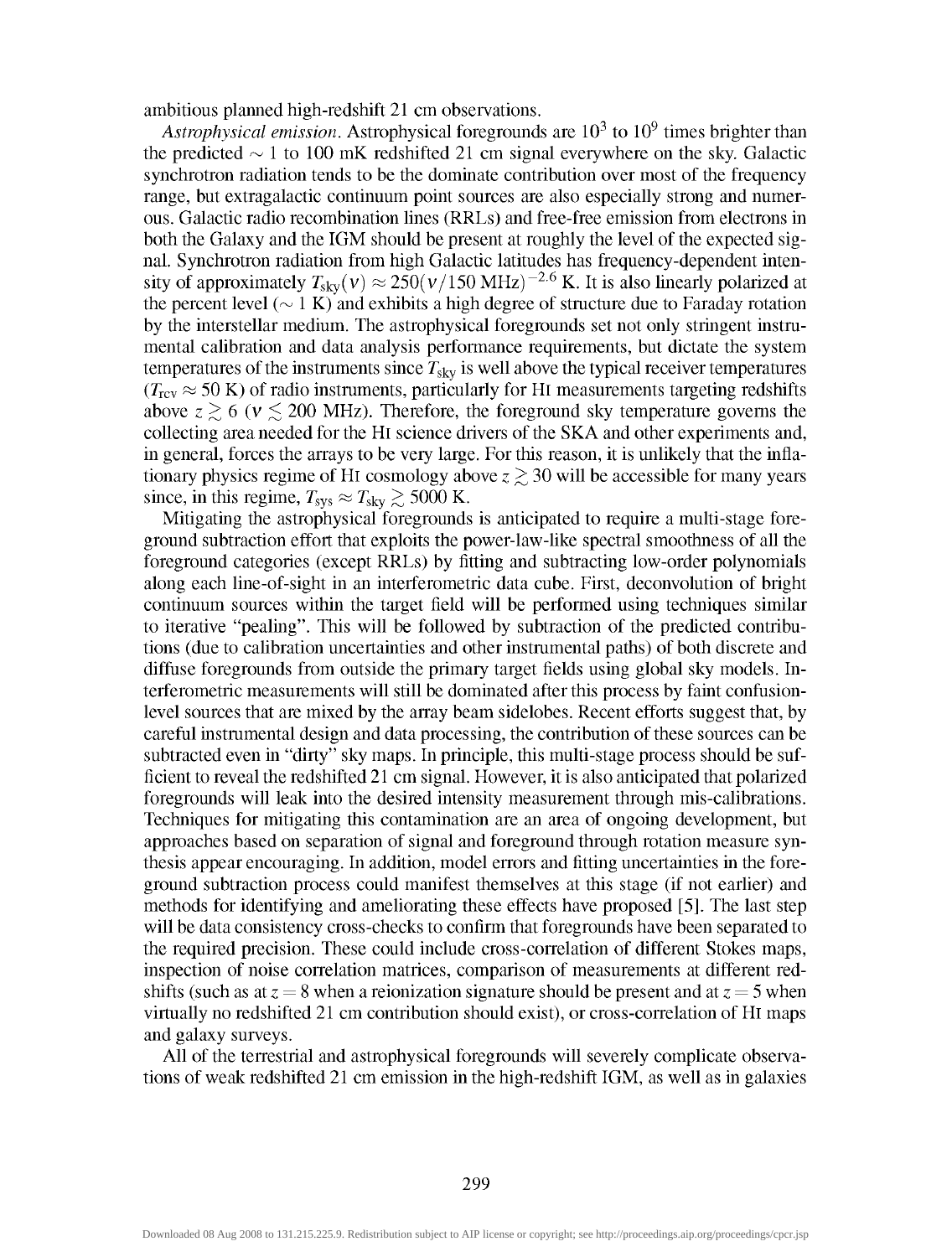ambitious planned high-redshift 21 cm observations.

*Astrophysical emission*. Astrophysical foregrounds are $10^3$ to $10^9$ times brighter than the predicted $\sim 1$ to 100 mK redshifted 21 cm signal everywhere on the sky. Galactic synchrotron radiation tends to be the dominate contribution over most of the frequency range, but extragalactic continuum point sources are also especially strong and numerous. Galactic radio recombination lines (RRLs) and free-free emission from electrons in both the Galaxy and the IGM should be present at roughly the level of the expected signal. Synchrotron radiation from high Galactic latitudes has frequency-dependent intensity of approximately $T_{\text{sky}}(\nu) \approx 250(\nu/150\text{ MHz})^{-2.6}$ K. It is also linearly polarized at the percent level ($\sim 1$ K) and exhibits a high degree of structure due to Faraday rotation by the interstellar medium. The astrophysical foregrounds set not only stringent instrumental calibration and data analysis performance requirements, but dictate the system temperatures of the instruments since $T_{\text{sky}}$ is well above the typical receiver temperatures ($T_{\text{rcv}} \approx 50$ K) of radio instruments, particularly for HI measurements targeting redshifts above $z \gtrsim 6$ ($\nu \lesssim 200$ MHz). Therefore, the foreground sky temperature governs the collecting area needed for the HI science drivers of the SKA and other experiments and, in general, forces the arrays to be very large. For this reason, it is unlikely that the inflationary physics regime of HI cosmology above $z \gtrsim 30$ will be accessible for many years since, in this regime, $T_{\text{sys}} \approx T_{\text{sky}} \gtrsim 5000$ K.

Mitigating the astrophysical foregrounds is anticipated to require a multi-stage foreground subtraction effort that exploits the power-law-like spectral smoothness of all the foreground categories (except RRLs) by fitting and subtracting low-order polynomials along each line-of-sight in an interferometric data cube. First, deconvolution of bright continuum sources within the target field will be performed using techniques similar to iterative "pealing". This will be followed by subtraction of the predicted contributions (due to calibration uncertainties and other instrumental paths) of both discrete and diffuse foregrounds from outside the primary target fields using global sky models. Interferometric measurements will still be dominated after this process by faint confusion-level sources that are mixed by the array beam sidelobes. Recent efforts suggest that, by careful instrumental design and data processing, the contribution of these sources can be subtracted even in "dirty" sky maps. In principle, this multi-stage process should be sufficient to reveal the redshifted 21 cm signal. However, it is also anticipated that polarized foregrounds will leak into the desired intensity measurement through mis-calibrations. Techniques for mitigating this contamination are an area of ongoing development, but approaches based on separation of signal and foreground through rotation measure synthesis appear encouraging. In addition, model errors and fitting uncertainties in the foreground subtraction process could manifest themselves at this stage (if not earlier) and methods for identifying and ameliorating these effects have proposed [5]. The last step will be data consistency cross-checks to confirm that foregrounds have been separated to the required precision. These could include cross-correlation of different Stokes maps, inspection of noise correlation matrices, comparison of measurements at different redshifts (such as at $z = 8$ when a reionization signature should be present and at $z = 5$ when virtually no redshifted 21 cm contribution should exist), or cross-correlation of HI maps and galaxy surveys.

All of the terrestrial and astrophysical foregrounds will severely complicate observations of weak redshifted 21 cm emission in the high-redshift IGM, as well as in galaxies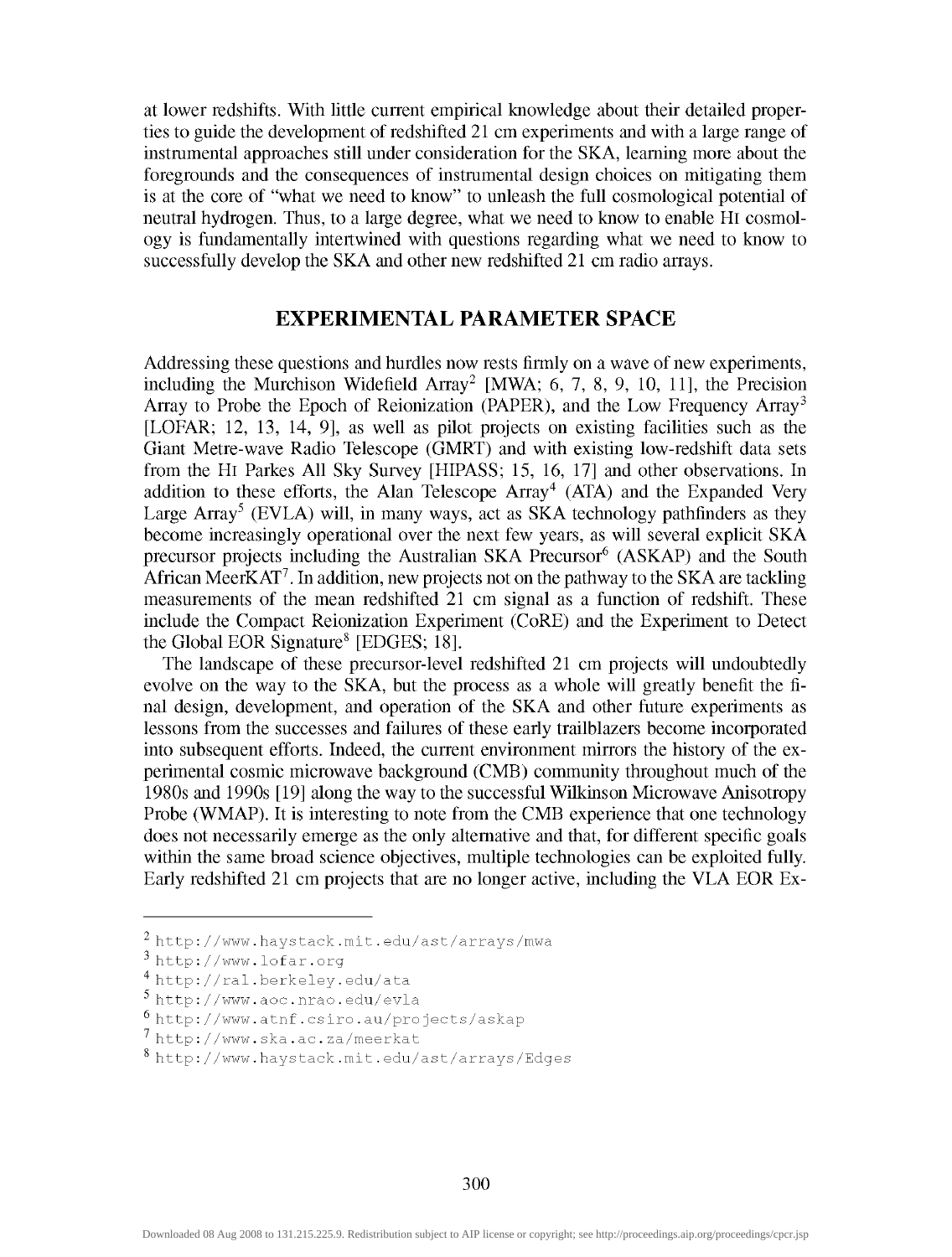at lower redshifts. With little current empirical knowledge about their detailed properties to guide the development of redshifted 21 cm experiments and with a large range of instrumental approaches still under consideration for the SKA, learning more about the foregrounds and the consequences of instrumental design choices on mitigating them is at the core of "what we need to know" to unleash the full cosmological potential of neutral hydrogen. Thus, to a large degree, what we need to know to enable HI cosmology is fundamentally intertwined with questions regarding what we need to know to successfully develop the SKA and other new redshifted 21 cm radio arrays.

## EXPERIMENTAL PARAMETER SPACE

Addressing these questions and hurdles now rests firmly on a wave of new experiments, including the Murchison Widefield Array[2] [MWA; 6, 7, 8, 9, 10, 11], the Precision Array to Probe the Epoch of Reionization (PAPER), and the Low Frequency Array[3] [LOFAR; 12, 13, 14, 9], as well as pilot projects on existing facilities such as the Giant Metre-wave Radio Telescope (GMRT) and with existing low-redshift data sets from the HI Parkes All Sky Survey [HIPASS; 15, 16, 17] and other observations. In addition to these efforts, the Alan Telescope Array[4] (ATA) and the Expanded Very Large Array[5] (EVLA) will, in many ways, act as SKA technology pathfinders as they become increasingly operational over the next few years, as will several explicit SKA precursor projects including the Australian SKA Precursor[6] (ASKAP) and the South African MeerKAT[7]. In addition, new projects not on the pathway to the SKA are tackling measurements of the mean redshifted 21 cm signal as a function of redshift. These include the Compact Reionization Experiment (CoRE) and the Experiment to Detect the Global EOR Signature[8] [EDGES; 18].

The landscape of these precursor-level redshifted 21 cm projects will undoubtedly evolve on the way to the SKA, but the process as a whole will greatly benefit the final design, development, and operation of the SKA and other future experiments as lessons from the successes and failures of these early trailblazers become incorporated into subsequent efforts. Indeed, the current environment mirrors the history of the experimental cosmic microwave background (CMB) community throughout much of the 1980s and 1990s [19] along the way to the successful Wilkinson Microwave Anisotropy Probe (WMAP). It is interesting to note from the CMB experience that one technology does not necessarily emerge as the only alternative and that, for different specific goals within the same broad science objectives, multiple technologies can be exploited fully. Early redshifted 21 cm projects that are no longer active, including the VLA EOR Ex-

---

[2] http://www.haystack.mit.edu/ast/arrays/mwa

[3] http://www.lofar.org

[4] http://ral.berkeley.edu/ata

[5] http://www.aoc.nrao.edu/evla

[6] http://www.atnf.csiro.au/projects/askap

[7] http://www.ska.ac.za/meerkat

[8] http://www.haystack.mit.edu/ast/arrays/Edges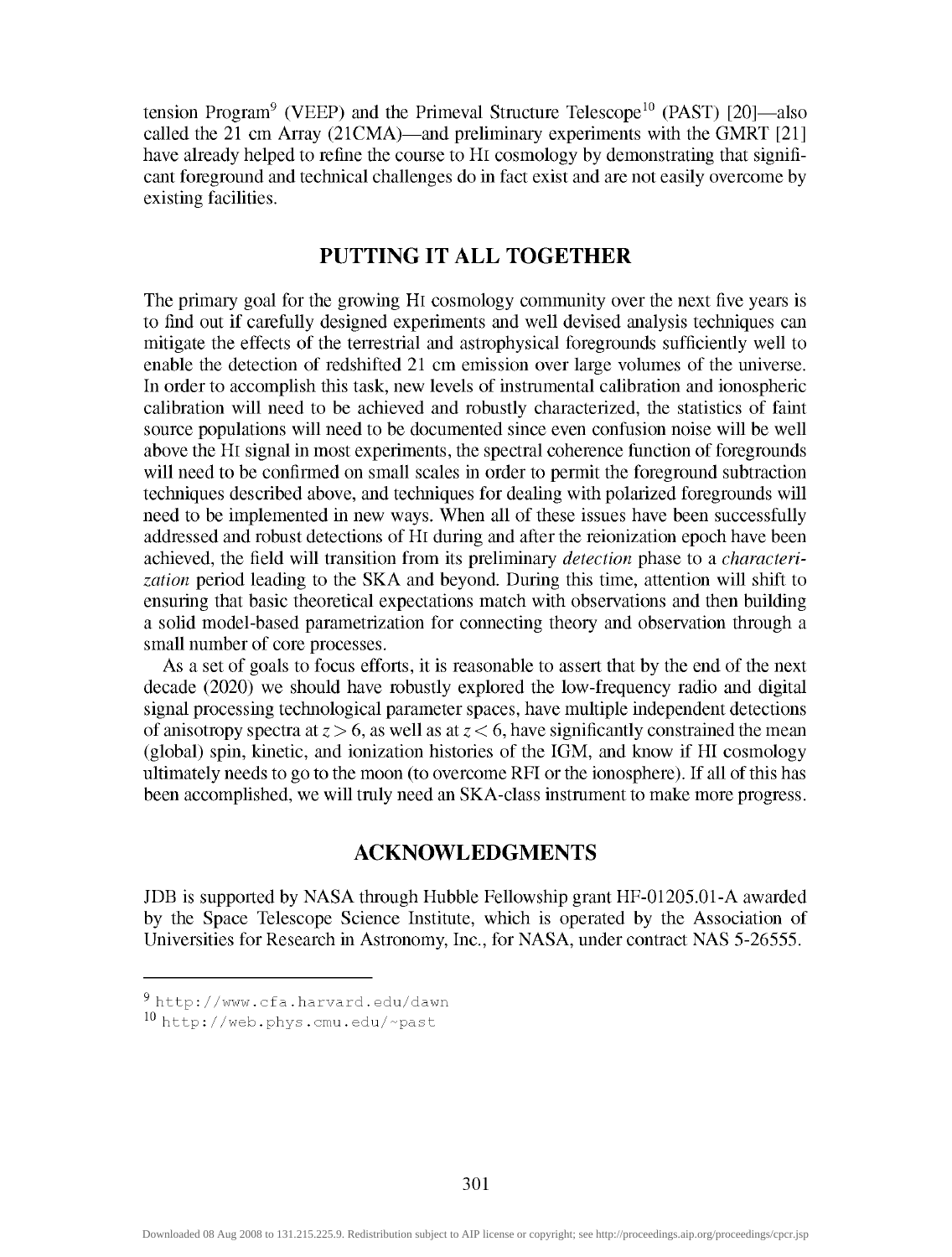tension Program[9] (VEEP) and the Primeval Structure Telescope[10] (PAST) [20]—also called the 21 cm Array (21CMA)—and preliminary experiments with the GMRT [21] have already helped to refine the course to HI cosmology by demonstrating that significant foreground and technical challenges do in fact exist and are not easily overcome by existing facilities.

## PUTTING IT ALL TOGETHER

The primary goal for the growing HI cosmology community over the next five years is to find out if carefully designed experiments and well devised analysis techniques can mitigate the effects of the terrestrial and astrophysical foregrounds sufficiently well to enable the detection of redshifted 21 cm emission over large volumes of the universe. In order to accomplish this task, new levels of instrumental calibration and ionospheric calibration will need to be achieved and robustly characterized, the statistics of faint source populations will need to be documented since even confusion noise will be well above the HI signal in most experiments, the spectral coherence function of foregrounds will need to be confirmed on small scales in order to permit the foreground subtraction techniques described above, and techniques for dealing with polarized foregrounds will need to be implemented in new ways. When all of these issues have been successfully addressed and robust detections of HI during and after the reionization epoch have been achieved, the field will transition from its preliminary *detection* phase to a *characterization* period leading to the SKA and beyond. During this time, attention will shift to ensuring that basic theoretical expectations match with observations and then building a solid model-based parametrization for connecting theory and observation through a small number of core processes.

As a set of goals to focus efforts, it is reasonable to assert that by the end of the next decade (2020) we should have robustly explored the low-frequency radio and digital signal processing technological parameter spaces, have multiple independent detections of anisotropy spectra at $z > 6$, as well as at $z < 6$, have significantly constrained the mean (global) spin, kinetic, and ionization histories of the IGM, and know if HI cosmology ultimately needs to go to the moon (to overcome RFI or the ionosphere). If all of this has been accomplished, we will truly need an SKA-class instrument to make more progress.

## ACKNOWLEDGMENTS

JDB is supported by NASA through Hubble Fellowship grant HF-01205.01-A awarded by the Space Telescope Science Institute, which is operated by the Association of Universities for Research in Astronomy, Inc., for NASA, under contract NAS 5-26555.

---

[9] http://www.cfa.harvard.edu/dawn

[10] http://web.phys.cmu.edu/~past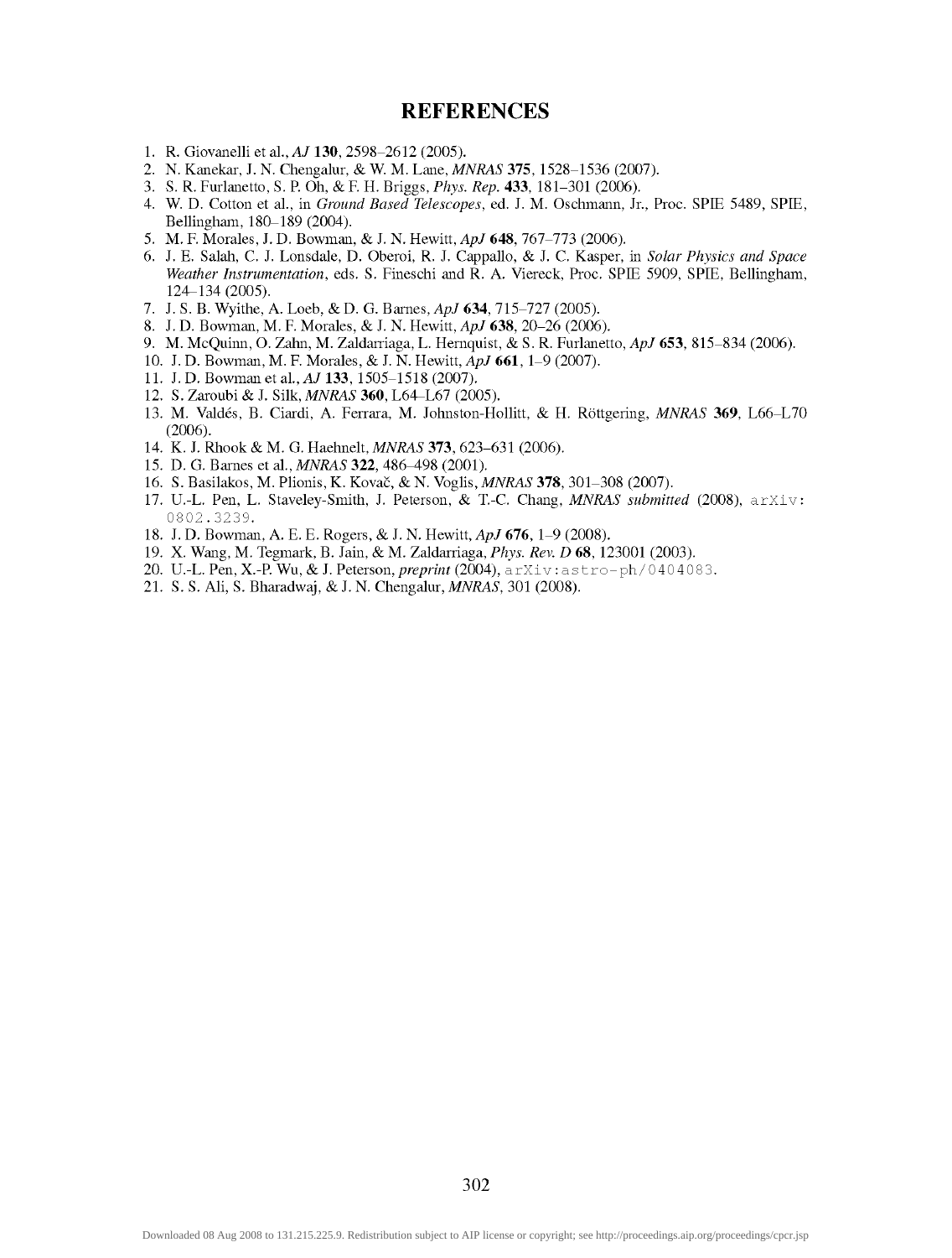# REFERENCES

1. R. Giovanelli et al., *AJ* **130**, 2598–2612 (2005).
2. N. Kanekar, J. N. Chengalur, & W. M. Lane, *MNRAS* **375**, 1528–1536 (2007).
3. S. R. Furlanetto, S. P. Oh, & F. H. Briggs, *Phys. Rep.* **433**, 181–301 (2006).
4. W. D. Cotton et al., in *Ground Based Telescopes*, ed. J. M. Oschmann, Jr., Proc. SPIE 5489, SPIE, Bellingham, 180–189 (2004).
5. M. F. Morales, J. D. Bowman, & J. N. Hewitt, *ApJ* **648**, 767–773 (2006).
6. J. E. Salah, C. J. Lonsdale, D. Oberoi, R. J. Cappallo, & J. C. Kasper, in *Solar Physics and Space Weather Instrumentation*, eds. S. Fineschi and R. A. Viereck, Proc. SPIE 5909, SPIE, Bellingham, 124–134 (2005).
7. J. S. B. Wyithe, A. Loeb, & D. G. Barnes, *ApJ* **634**, 715–727 (2005).
8. J. D. Bowman, M. F. Morales, & J. N. Hewitt, *ApJ* **638**, 20–26 (2006).
9. M. McQuinn, O. Zahn, M. Zaldarriaga, L. Hernquist, & S. R. Furlanetto, *ApJ* **653**, 815–834 (2006).
10. J. D. Bowman, M. F. Morales, & J. N. Hewitt, *ApJ* **661**, 1–9 (2007).
11. J. D. Bowman et al., *AJ* **133**, 1505–1518 (2007).
12. S. Zaroubi & J. Silk, *MNRAS* **360**, L64–L67 (2005).
13. M. Valdés, B. Ciardi, A. Ferrara, M. Johnston-Hollitt, & H. Röttgering, *MNRAS* **369**, L66–L70 (2006).
14. K. J. Rhook & M. G. Haehnelt, *MNRAS* **373**, 623–631 (2006).
15. D. G. Barnes et al., *MNRAS* **322**, 486–498 (2001).
16. S. Basilakos, M. Plionis, K. Kovač, & N. Voglis, *MNRAS* **378**, 301–308 (2007).
17. U.-L. Pen, L. Staveley-Smith, J. Peterson, & T.-C. Chang, *MNRAS submitted* (2008), `arXiv:0802.3239`.
18. J. D. Bowman, A. E. E. Rogers, & J. N. Hewitt, *ApJ* **676**, 1–9 (2008).
19. X. Wang, M. Tegmark, B. Jain, & M. Zaldarriaga, *Phys. Rev. D* **68**, 123001 (2003).
20. U.-L. Pen, X.-P. Wu, & J. Peterson, *preprint* (2004), `arXiv:astro-ph/0404083`.
21. S. S. Ali, S. Bharadwaj, & J. N. Chengalur, *MNRAS*, 301 (2008).